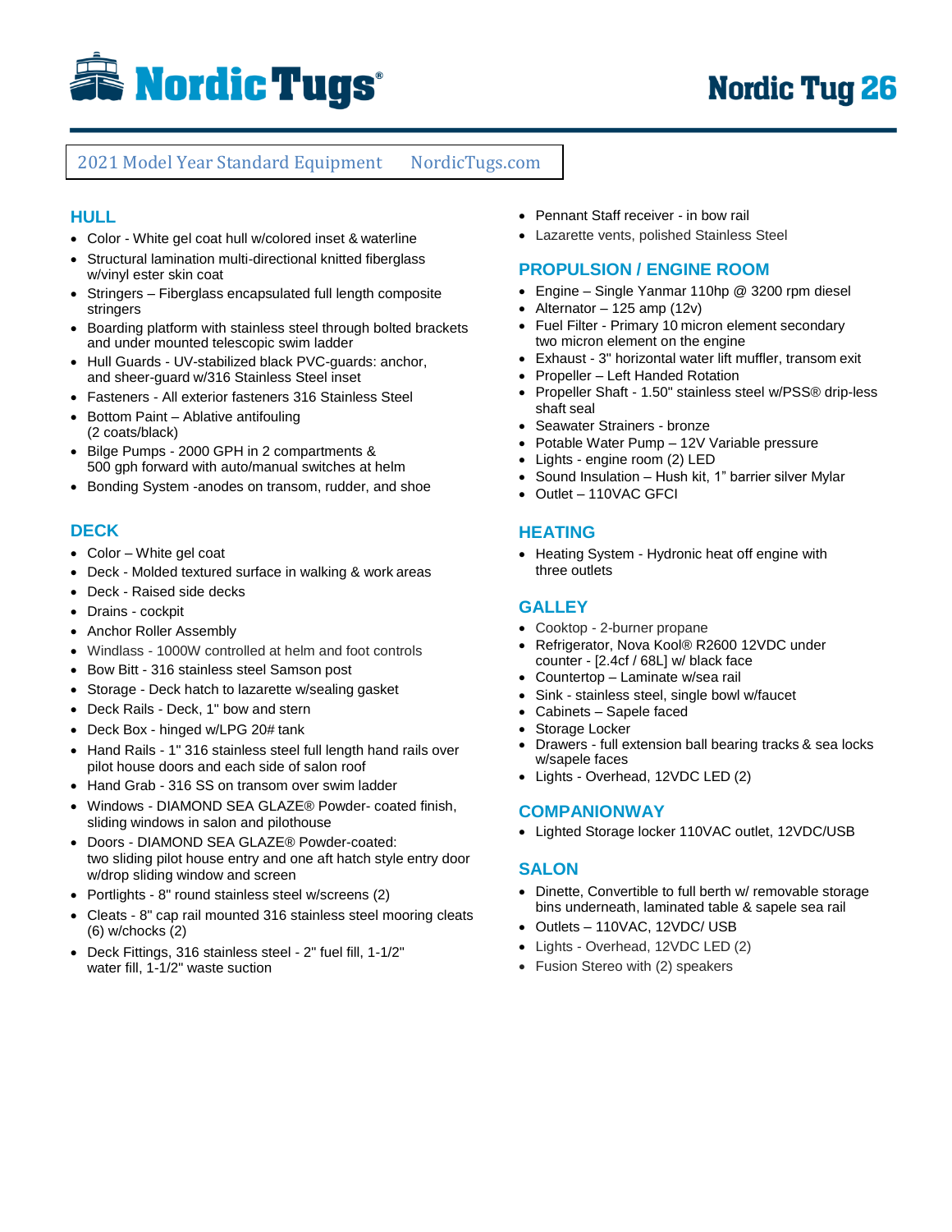# Nordic Tugs — Nordic Tug 26

2021 Model Year Standard Equipment    NordicTugs.com

## HULL

- Color - White gel coat hull w/colored inset & waterline
- Structural lamination multi-directional knitted fiberglass w/vinyl ester skin coat
- Stringers – Fiberglass encapsulated full length composite stringers
- Boarding platform with stainless steel through bolted brackets and under mounted telescopic swim ladder
- Hull Guards - UV-stabilized black PVC-guards: anchor, and sheer-guard w/316 Stainless Steel inset
- Fasteners - All exterior fasteners 316 Stainless Steel
- Bottom Paint – Ablative antifouling (2 coats/black)
- Bilge Pumps - 2000 GPH in 2 compartments & 500 gph forward with auto/manual switches at helm
- Bonding System -anodes on transom, rudder, and shoe

## DECK

- Color – White gel coat
- Deck - Molded textured surface in walking & work areas
- Deck - Raised side decks
- Drains - cockpit
- Anchor Roller Assembly
- Windlass - 1000W controlled at helm and foot controls
- Bow Bitt - 316 stainless steel Samson post
- Storage - Deck hatch to lazarette w/sealing gasket
- Deck Rails - Deck, 1" bow and stern
- Deck Box - hinged w/LPG 20# tank
- Hand Rails - 1" 316 stainless steel full length hand rails over pilot house doors and each side of salon roof
- Hand Grab - 316 SS on transom over swim ladder
- Windows - DIAMOND SEA GLAZE® Powder- coated finish, sliding windows in salon and pilothouse
- Doors - DIAMOND SEA GLAZE® Powder-coated: two sliding pilot house entry and one aft hatch style entry door w/drop sliding window and screen
- Portlights - 8" round stainless steel w/screens (2)
- Cleats - 8" cap rail mounted 316 stainless steel mooring cleats (6) w/chocks (2)
- Deck Fittings, 316 stainless steel - 2" fuel fill, 1-1/2" water fill, 1-1/2" waste suction
- Pennant Staff receiver - in bow rail
- Lazarette vents, polished Stainless Steel

## PROPULSION / ENGINE ROOM

- Engine – Single Yanmar 110hp @ 3200 rpm diesel
- Alternator – 125 amp (12v)
- Fuel Filter - Primary 10 micron element secondary two micron element on the engine
- Exhaust - 3" horizontal water lift muffler, transom exit
- Propeller – Left Handed Rotation
- Propeller Shaft - 1.50" stainless steel w/PSS® drip-less shaft seal
- Seawater Strainers - bronze
- Potable Water Pump – 12V Variable pressure
- Lights - engine room (2) LED
- Sound Insulation – Hush kit, 1" barrier silver Mylar
- Outlet – 110VAC GFCI

## HEATING

- Heating System - Hydronic heat off engine with three outlets

## GALLEY

- Cooktop - 2-burner propane
- Refrigerator, Nova Kool® R2600 12VDC under counter - [2.4cf / 68L] w/ black face
- Countertop – Laminate w/sea rail
- Sink - stainless steel, single bowl w/faucet
- Cabinets – Sapele faced
- Storage Locker
- Drawers - full extension ball bearing tracks & sea locks w/sapele faces
- Lights - Overhead, 12VDC LED (2)

## COMPANIONWAY

- Lighted Storage locker 110VAC outlet, 12VDC/USB

## SALON

- Dinette, Convertible to full berth w/ removable storage bins underneath, laminated table & sapele sea rail
- Outlets – 110VAC, 12VDC/ USB
- Lights - Overhead, 12VDC LED (2)
- Fusion Stereo with (2) speakers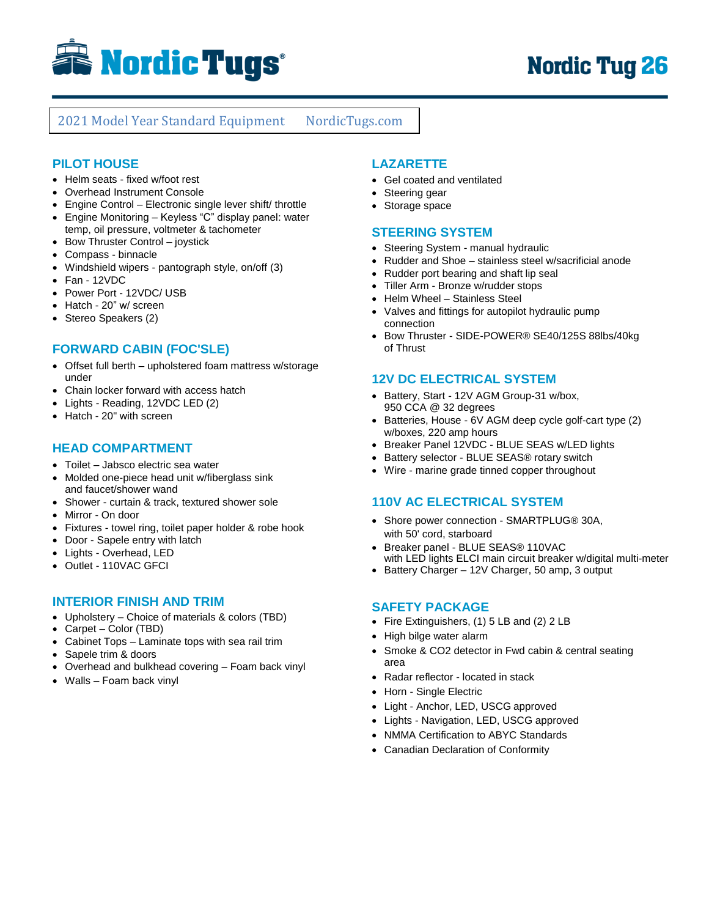# Nordic Tugs

## Nordic Tug 26

2021 Model Year Standard Equipment NordicTugs.com

### PILOT HOUSE

- Helm seats - fixed w/foot rest
- Overhead Instrument Console
- Engine Control – Electronic single lever shift/ throttle
- Engine Monitoring – Keyless "C" display panel: water temp, oil pressure, voltmeter & tachometer
- Bow Thruster Control – joystick
- Compass - binnacle
- Windshield wipers - pantograph style, on/off (3)
- Fan - 12VDC
- Power Port - 12VDC/ USB
- Hatch - 20" w/ screen
- Stereo Speakers (2)

### FORWARD CABIN (FOC'SLE)

- Offset full berth – upholstered foam mattress w/storage under
- Chain locker forward with access hatch
- Lights - Reading, 12VDC LED (2)
- Hatch - 20" with screen

### HEAD COMPARTMENT

- Toilet – Jabsco electric sea water
- Molded one-piece head unit w/fiberglass sink and faucet/shower wand
- Shower - curtain & track, textured shower sole
- Mirror - On door
- Fixtures - towel ring, toilet paper holder & robe hook
- Door - Sapele entry with latch
- Lights - Overhead, LED
- Outlet - 110VAC GFCI

### INTERIOR FINISH AND TRIM

- Upholstery – Choice of materials & colors (TBD)
- Carpet – Color (TBD)
- Cabinet Tops – Laminate tops with sea rail trim
- Sapele trim & doors
- Overhead and bulkhead covering – Foam back vinyl
- Walls – Foam back vinyl

### LAZARETTE

- Gel coated and ventilated
- Steering gear
- Storage space

### STEERING SYSTEM

- Steering System - manual hydraulic
- Rudder and Shoe – stainless steel w/sacrificial anode
- Rudder port bearing and shaft lip seal
- Tiller Arm - Bronze w/rudder stops
- Helm Wheel – Stainless Steel
- Valves and fittings for autopilot hydraulic pump connection
- Bow Thruster - SIDE-POWER® SE40/125S 88lbs/40kg of Thrust

### 12V DC ELECTRICAL SYSTEM

- Battery, Start - 12V AGM Group-31 w/box, 950 CCA @ 32 degrees
- Batteries, House - 6V AGM deep cycle golf-cart type (2) w/boxes, 220 amp hours
- Breaker Panel 12VDC - BLUE SEAS w/LED lights
- Battery selector - BLUE SEAS® rotary switch
- Wire - marine grade tinned copper throughout

### 110V AC ELECTRICAL SYSTEM

- Shore power connection - SMARTPLUG® 30A, with 50' cord, starboard
- Breaker panel - BLUE SEAS® 110VAC with LED lights ELCI main circuit breaker w/digital multi-meter
- Battery Charger – 12V Charger, 50 amp, 3 output

### SAFETY PACKAGE

- Fire Extinguishers, (1) 5 LB and (2) 2 LB
- High bilge water alarm
- Smoke & CO2 detector in Fwd cabin & central seating area
- Radar reflector - located in stack
- Horn - Single Electric
- Light - Anchor, LED, USCG approved
- Lights - Navigation, LED, USCG approved
- NMMA Certification to ABYC Standards
- Canadian Declaration of Conformity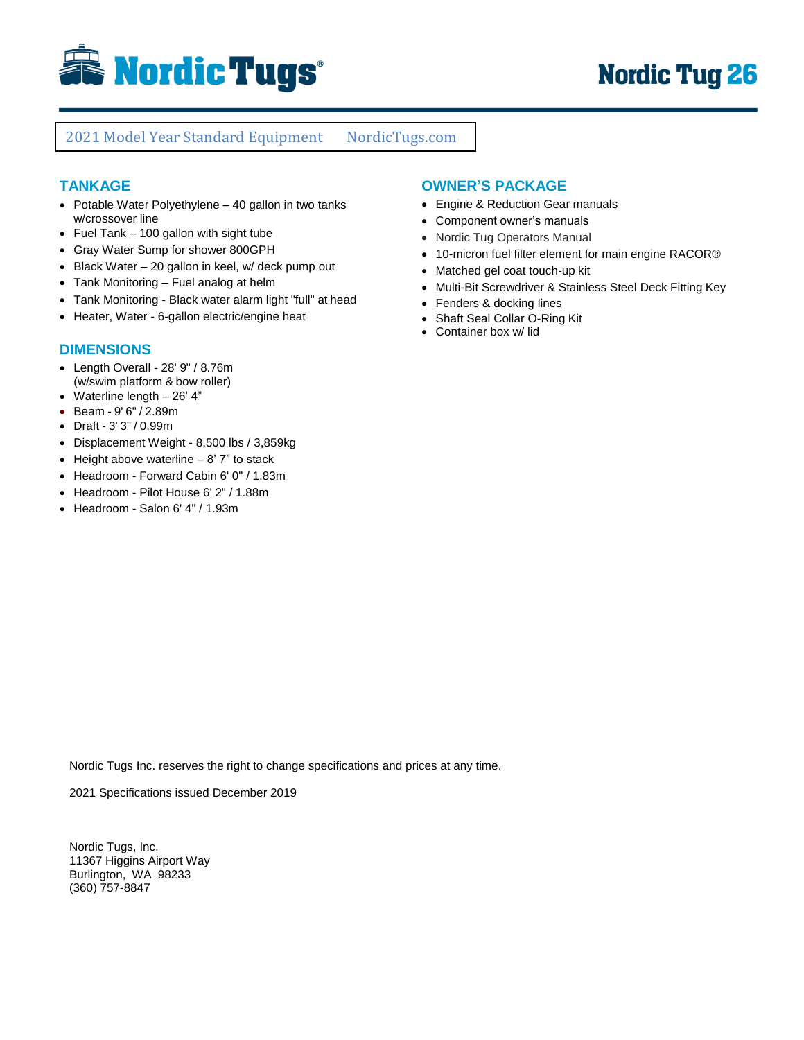# Nordic Tugs

# Nordic Tug 26

2021 Model Year Standard Equipment NordicTugs.com

## TANKAGE

- Potable Water Polyethylene – 40 gallon in two tanks w/crossover line
- Fuel Tank – 100 gallon with sight tube
- Gray Water Sump for shower 800GPH
- Black Water – 20 gallon in keel, w/ deck pump out
- Tank Monitoring – Fuel analog at helm
- Tank Monitoring - Black water alarm light "full" at head
- Heater, Water - 6-gallon electric/engine heat

## DIMENSIONS

- Length Overall - 28' 9" / 8.76m (w/swim platform & bow roller)
- Waterline length – 26' 4"
- Beam - 9' 6" / 2.89m
- Draft - 3' 3" / 0.99m
- Displacement Weight - 8,500 lbs / 3,859kg
- Height above waterline – 8' 7" to stack
- Headroom - Forward Cabin 6' 0" / 1.83m
- Headroom - Pilot House 6' 2" / 1.88m
- Headroom - Salon 6' 4" / 1.93m

## OWNER'S PACKAGE

- Engine & Reduction Gear manuals
- Component owner's manuals
- Nordic Tug Operators Manual
- 10-micron fuel filter element for main engine RACOR®
- Matched gel coat touch-up kit
- Multi-Bit Screwdriver & Stainless Steel Deck Fitting Key
- Fenders & docking lines
- Shaft Seal Collar O-Ring Kit
- Container box w/ lid

Nordic Tugs Inc. reserves the right to change specifications and prices at any time.

2021 Specifications issued December 2019

Nordic Tugs, Inc.
11367 Higgins Airport Way
Burlington, WA 98233
(360) 757-8847